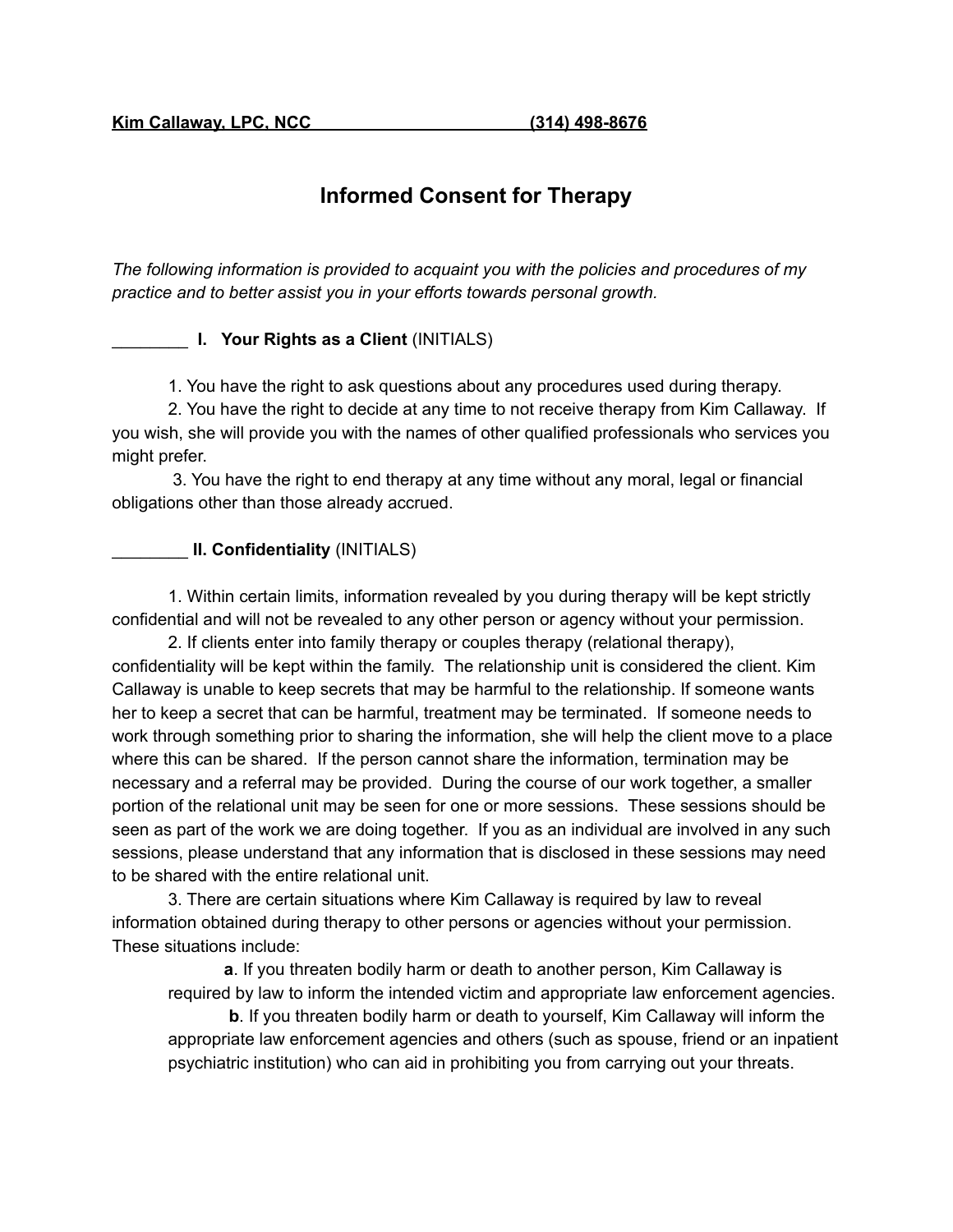**Kim Callaway, LPC, NCC (314) 498-8676**

# Informed Consent for Therapy

*The following information is provided to acquaint you with the policies and procedures of my practice and to better assist you in your efforts towards personal growth.*

________ **I. Your Rights as a Client** (INITIALS)

1. You have the right to ask questions about any procedures used during therapy.

2. You have the right to decide at any time to not receive therapy from Kim Callaway. If you wish, she will provide you with the names of other qualified professionals who services you might prefer.

3. You have the right to end therapy at any time without any moral, legal or financial obligations other than those already accrued.

________ **II. Confidentiality** (INITIALS)

1. Within certain limits, information revealed by you during therapy will be kept strictly confidential and will not be revealed to any other person or agency without your permission.

2. If clients enter into family therapy or couples therapy (relational therapy), confidentiality will be kept within the family. The relationship unit is considered the client. Kim Callaway is unable to keep secrets that may be harmful to the relationship. If someone wants her to keep a secret that can be harmful, treatment may be terminated. If someone needs to work through something prior to sharing the information, she will help the client move to a place where this can be shared. If the person cannot share the information, termination may be necessary and a referral may be provided. During the course of our work together, a smaller portion of the relational unit may be seen for one or more sessions. These sessions should be seen as part of the work we are doing together. If you as an individual are involved in any such sessions, please understand that any information that is disclosed in these sessions may need to be shared with the entire relational unit.

3. There are certain situations where Kim Callaway is required by law to reveal information obtained during therapy to other persons or agencies without your permission. These situations include:

   **a**. If you threaten bodily harm or death to another person, Kim Callaway is required by law to inform the intended victim and appropriate law enforcement agencies.

   **b**. If you threaten bodily harm or death to yourself, Kim Callaway will inform the appropriate law enforcement agencies and others (such as spouse, friend or an inpatient psychiatric institution) who can aid in prohibiting you from carrying out your threats.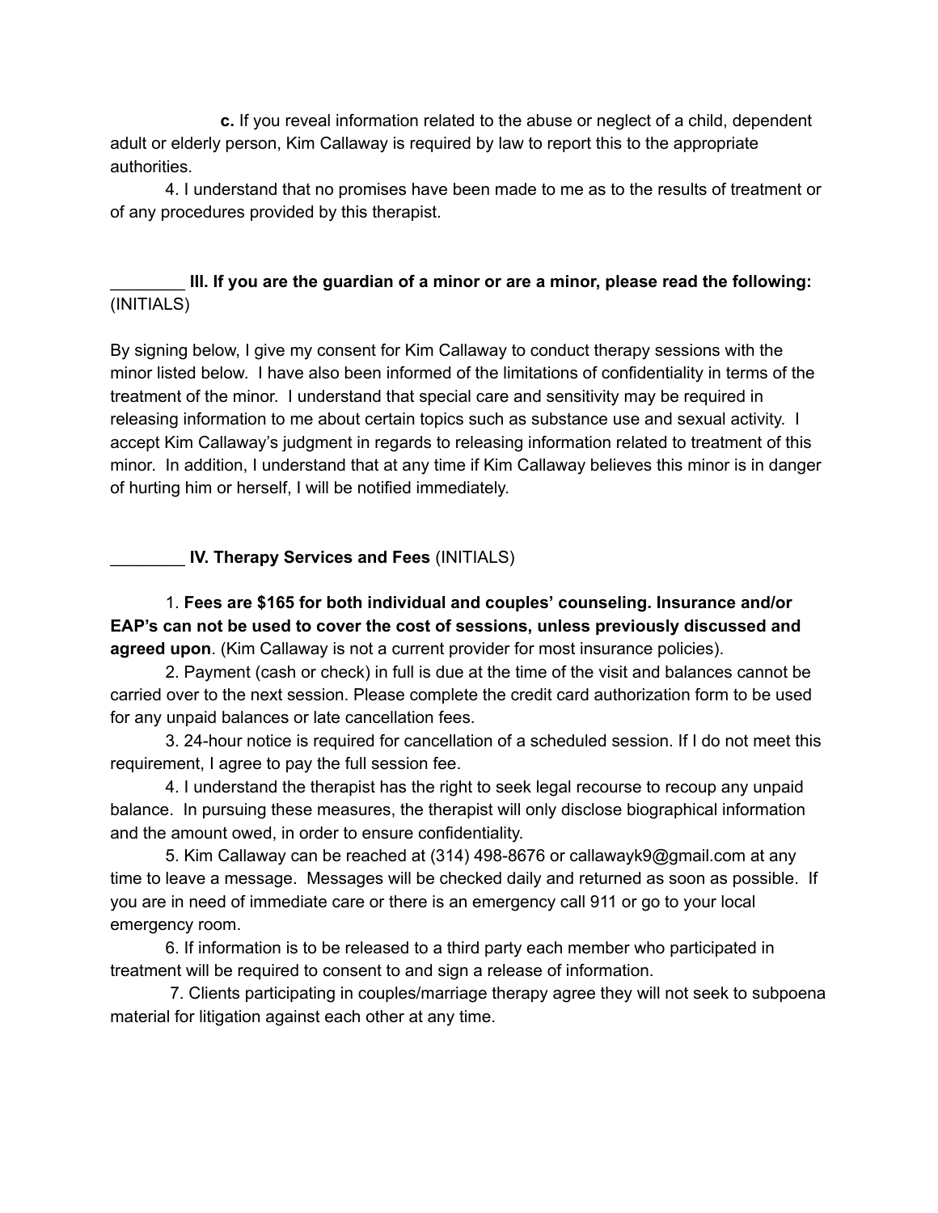**c.** If you reveal information related to the abuse or neglect of a child, dependent adult or elderly person, Kim Callaway is required by law to report this to the appropriate authorities.

4. I understand that no promises have been made to me as to the results of treatment or of any procedures provided by this therapist.

________ **III. If you are the guardian of a minor or are a minor, please read the following:** (INITIALS)

By signing below, I give my consent for Kim Callaway to conduct therapy sessions with the minor listed below. I have also been informed of the limitations of confidentiality in terms of the treatment of the minor. I understand that special care and sensitivity may be required in releasing information to me about certain topics such as substance use and sexual activity. I accept Kim Callaway's judgment in regards to releasing information related to treatment of this minor. In addition, I understand that at any time if Kim Callaway believes this minor is in danger of hurting him or herself, I will be notified immediately.

________ **IV. Therapy Services and Fees** (INITIALS)

1. **Fees are $165 for both individual and couples' counseling. Insurance and/or EAP's can not be used to cover the cost of sessions, unless previously discussed and agreed upon**. (Kim Callaway is not a current provider for most insurance policies).
2. Payment (cash or check) in full is due at the time of the visit and balances cannot be carried over to the next session. Please complete the credit card authorization form to be used for any unpaid balances or late cancellation fees.
3. 24-hour notice is required for cancellation of a scheduled session. If I do not meet this requirement, I agree to pay the full session fee.
4. I understand the therapist has the right to seek legal recourse to recoup any unpaid balance. In pursuing these measures, the therapist will only disclose biographical information and the amount owed, in order to ensure confidentiality.
5. Kim Callaway can be reached at (314) 498-8676 or callawayk9@gmail.com at any time to leave a message. Messages will be checked daily and returned as soon as possible. If you are in need of immediate care or there is an emergency call 911 or go to your local emergency room.
6. If information is to be released to a third party each member who participated in treatment will be required to consent to and sign a release of information.
7. Clients participating in couples/marriage therapy agree they will not seek to subpoena material for litigation against each other at any time.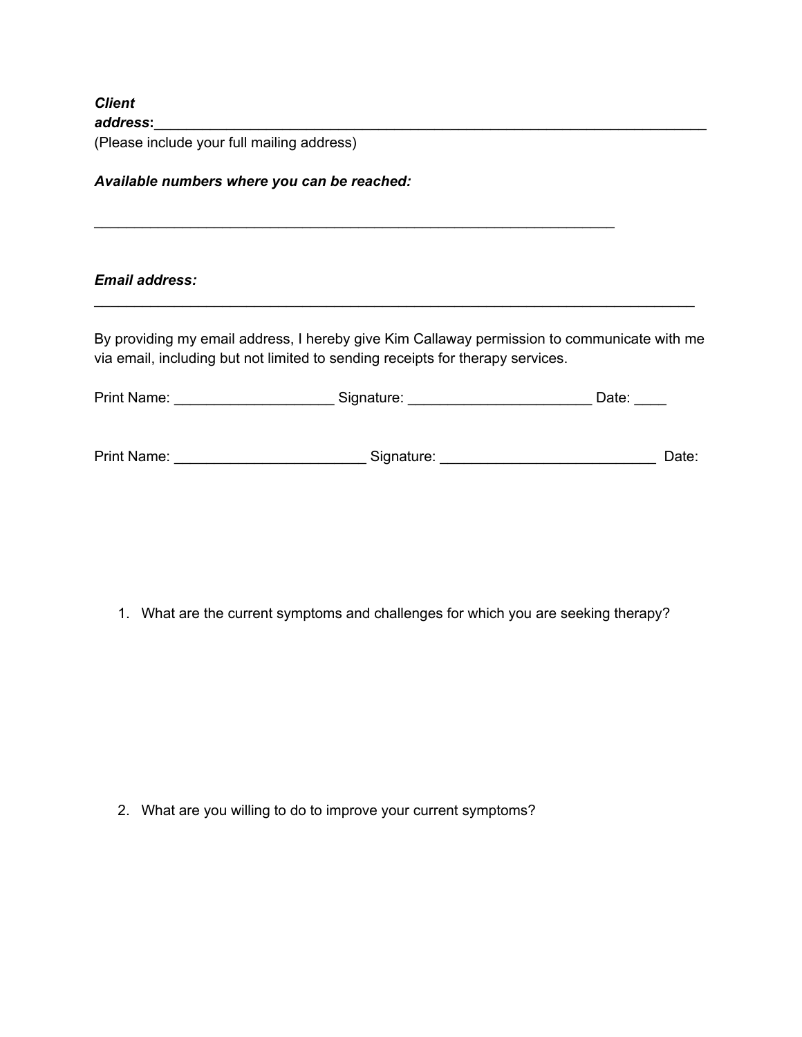***Client address***:___________________________________________________________________________
(Please include your full mailing address)

***Available numbers where you can be reached:***

_________________________________________________________________

***Email address:***
___________________________________________________________________________

By providing my email address, I hereby give Kim Callaway permission to communicate with me via email, including but not limited to sending receipts for therapy services.

Print Name: ____________________ Signature: _______________________ Date: ____

Print Name: ________________________ Signature: ___________________________ Date:

1. What are the current symptoms and challenges for which you are seeking therapy?

2. What are you willing to do to improve your current symptoms?